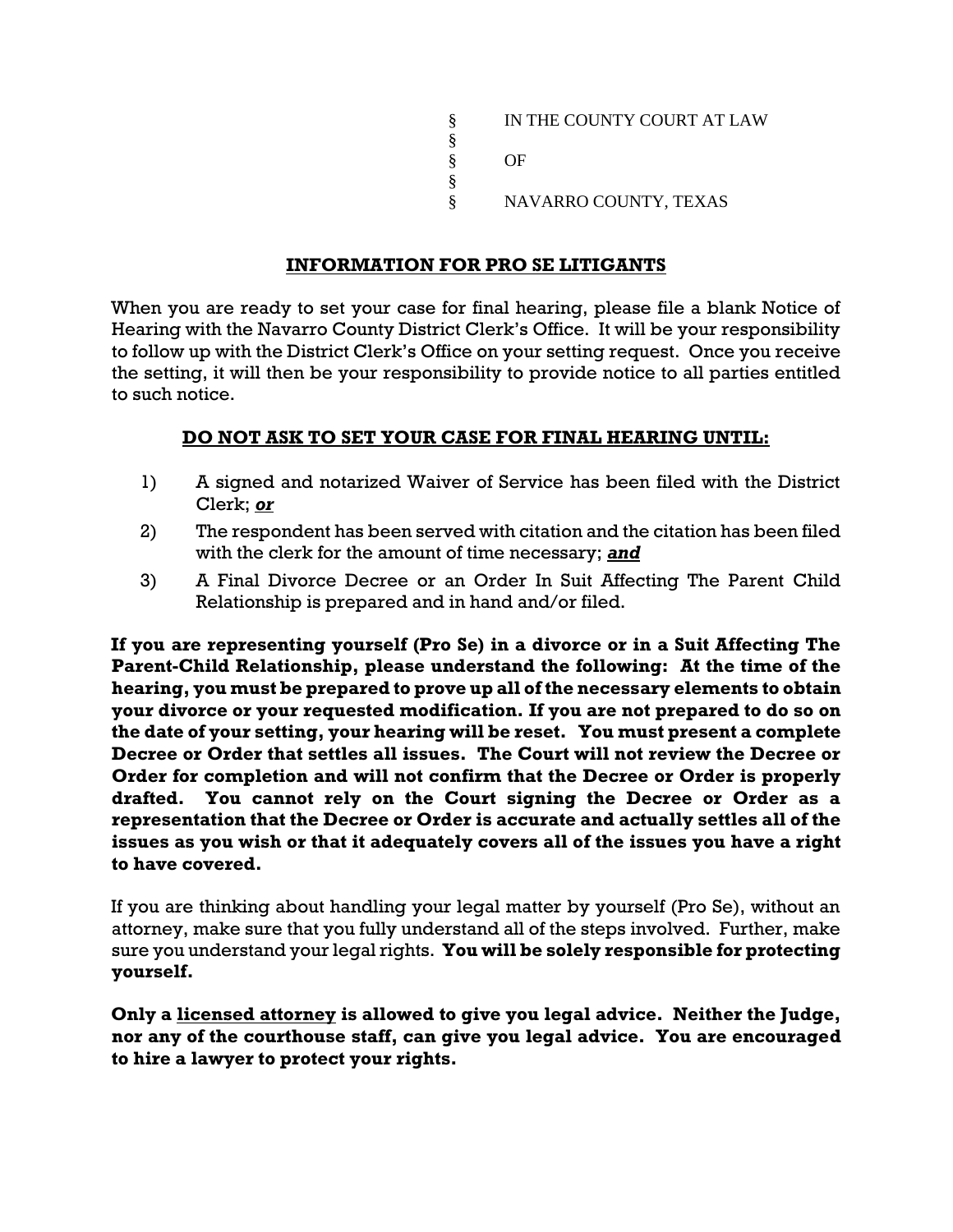§ IN THE COUNTY COURT AT LAW
§
§ OF
§
§ NAVARRO COUNTY, TEXAS

## INFORMATION FOR PRO SE LITIGANTS

When you are ready to set your case for final hearing, please file a blank Notice of Hearing with the Navarro County District Clerk's Office. It will be your responsibility to follow up with the District Clerk's Office on your setting request. Once you receive the setting, it will then be your responsibility to provide notice to all parties entitled to such notice.

## DO NOT ASK TO SET YOUR CASE FOR FINAL HEARING UNTIL:

1) A signed and notarized Waiver of Service has been filed with the District Clerk; ***or***
2) The respondent has been served with citation and the citation has been filed with the clerk for the amount of time necessary; ***and***
3) A Final Divorce Decree or an Order In Suit Affecting The Parent Child Relationship is prepared and in hand and/or filed.

**If you are representing yourself (Pro Se) in a divorce or in a Suit Affecting The Parent-Child Relationship, please understand the following: At the time of the hearing, you must be prepared to prove up all of the necessary elements to obtain your divorce or your requested modification. If you are not prepared to do so on the date of your setting, your hearing will be reset. You must present a complete Decree or Order that settles all issues. The Court will not review the Decree or Order for completion and will not confirm that the Decree or Order is properly drafted. You cannot rely on the Court signing the Decree or Order as a representation that the Decree or Order is accurate and actually settles all of the issues as you wish or that it adequately covers all of the issues you have a right to have covered.**

If you are thinking about handling your legal matter by yourself (Pro Se), without an attorney, make sure that you fully understand all of the steps involved. Further, make sure you understand your legal rights. **You will be solely responsible for protecting yourself.**

**Only a licensed attorney is allowed to give you legal advice. Neither the Judge, nor any of the courthouse staff, can give you legal advice. You are encouraged to hire a lawyer to protect your rights.**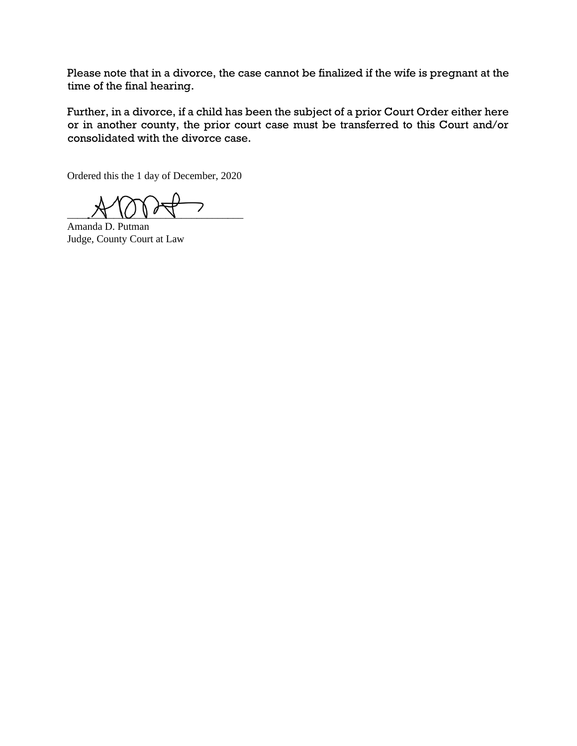Please note that in a divorce, the case cannot be finalized if the wife is pregnant at the time of the final hearing.

Further, in a divorce, if a child has been the subject of a prior Court Order either here or in another county, the prior court case must be transferred to this Court and/or consolidated with the divorce case.

Ordered this the 1 day of December, 2020

\_\_\_\_\_\_\_\_\_\_\_\_\_\_\_\_\_\_\_\_\_\_\_\_\_\_\_\_\_\_\_\_\_\_

Amanda D. Putman
Judge, County Court at Law